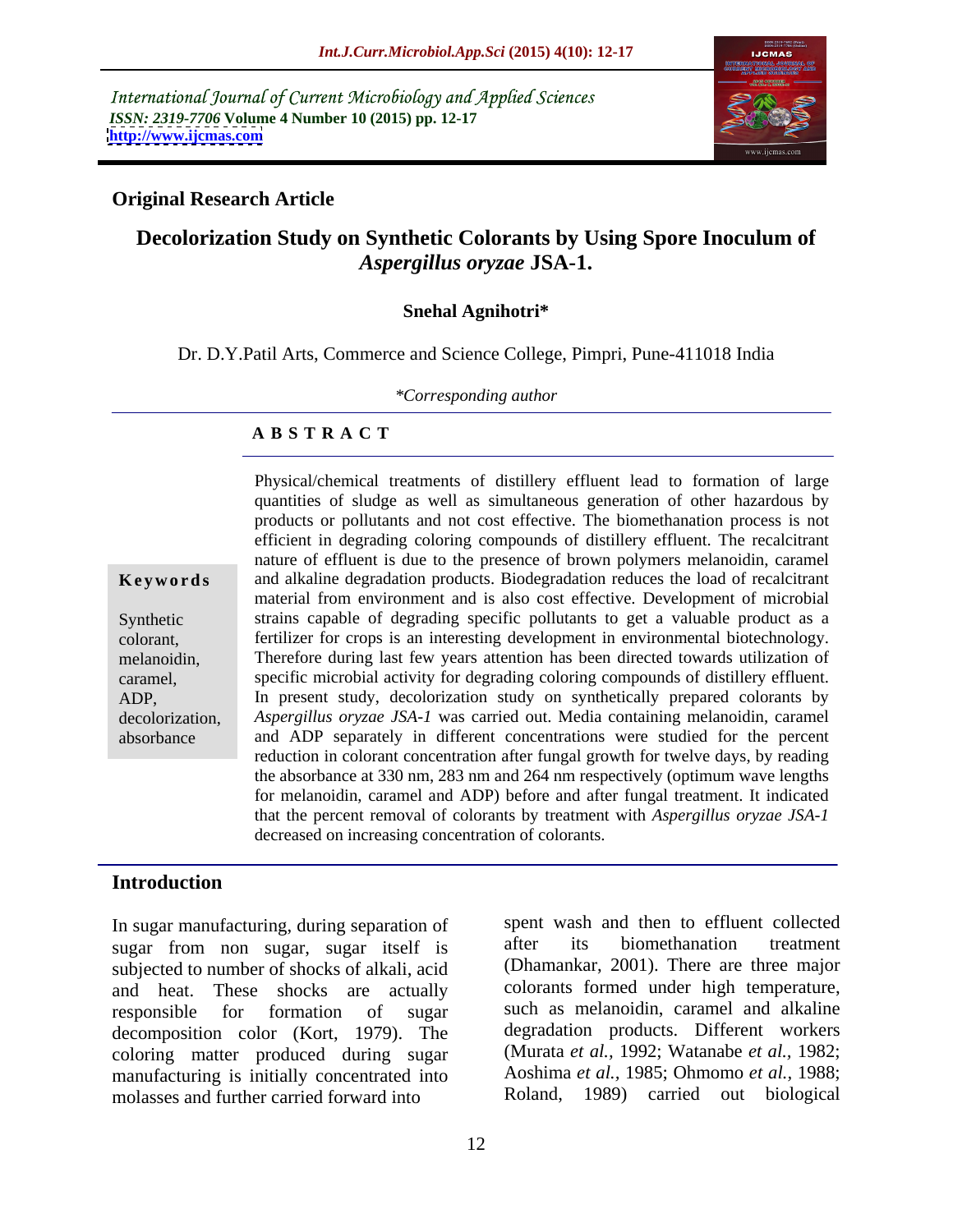International Journal of Current Microbiology and Applied Sciences
*ISSN: 2319-7706* **Volume 4 Number 10 (2015) pp. 12-17**
**http://www.ijcmas.com**

**Original Research Article**

# Decolorization Study on Synthetic Colorants by Using Spore Inoculum of *Aspergillus oryzae* JSA-1.

**Snehal Agnihotri***

Dr. D.Y.Patil Arts, Commerce and Science College, Pimpri, Pune-411018 India

*\*Corresponding author*

**A B S T R A C T**

**Keywords**

Synthetic colorant, melanoidin, caramel, ADP, decolorization, absorbance

Physical/chemical treatments of distillery effluent lead to formation of large quantities of sludge as well as simultaneous generation of other hazardous by products or pollutants and not cost effective. The biomethanation process is not efficient in degrading coloring compounds of distillery effluent. The recalcitrant nature of effluent is due to the presence of brown polymers melanoidin, caramel and alkaline degradation products. Biodegradation reduces the load of recalcitrant material from environment and is also cost effective. Development of microbial strains capable of degrading specific pollutants to get a valuable product as a fertilizer for crops is an interesting development in environmental biotechnology. Therefore during last few years attention has been directed towards utilization of specific microbial activity for degrading coloring compounds of distillery effluent. In present study, decolorization study on synthetically prepared colorants by *Aspergillus oryzae JSA-1* was carried out. Media containing melanoidin, caramel and ADP separately in different concentrations were studied for the percent reduction in colorant concentration after fungal growth for twelve days, by reading the absorbance at 330 nm, 283 nm and 264 nm respectively (optimum wave lengths for melanoidin, caramel and ADP) before and after fungal treatment. It indicated that the percent removal of colorants by treatment with *Aspergillus oryzae JSA-1* decreased on increasing concentration of colorants.

## Introduction

In sugar manufacturing, during separation of sugar from non sugar, sugar itself is subjected to number of shocks of alkali, acid and heat. These shocks are actually responsible for formation of sugar decomposition color (Kort, 1979). The coloring matter produced during sugar manufacturing is initially concentrated into molasses and further carried forward into spent wash and then to effluent collected after its biomethanation treatment (Dhamankar, 2001). There are three major colorants formed under high temperature, such as melanoidin, caramel and alkaline degradation products. Different workers (Murata *et al.,* 1992; Watanabe *et al.,* 1982; Aoshima *et al.,* 1985; Ohmomo *et al.,* 1988; Roland, 1989) carried out biological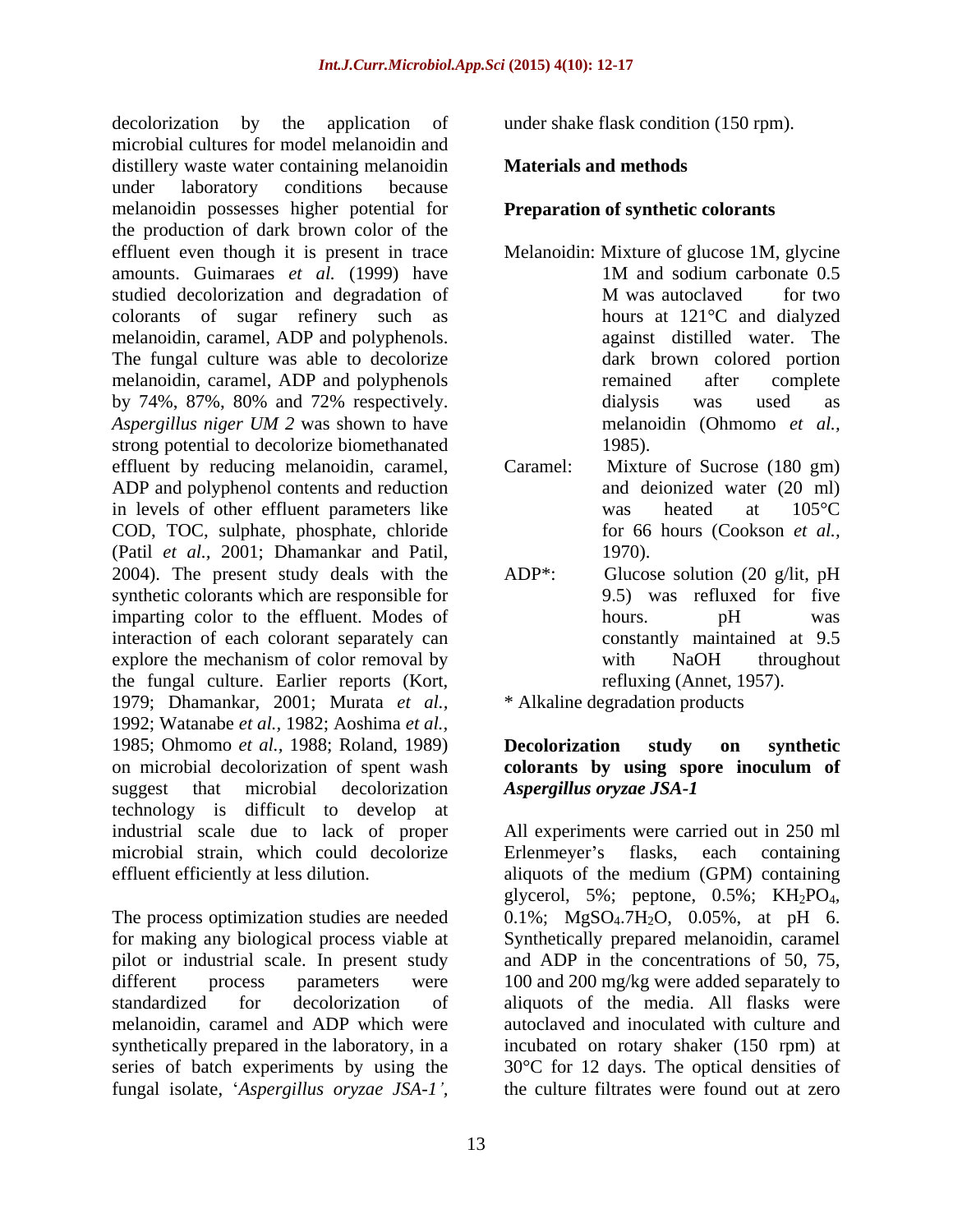decolorization by the application of microbial cultures for model melanoidin and distillery waste water containing melanoidin under laboratory conditions because melanoidin possesses higher potential for the production of dark brown color of the effluent even though it is present in trace amounts. Guimaraes *et al.* (1999) have studied decolorization and degradation of colorants of sugar refinery such as melanoidin, caramel, ADP and polyphenols. The fungal culture was able to decolorize melanoidin, caramel, ADP and polyphenols by 74%, 87%, 80% and 72% respectively. *Aspergillus niger UM 2* was shown to have strong potential to decolorize biomethanated effluent by reducing melanoidin, caramel, ADP and polyphenol contents and reduction in levels of other effluent parameters like COD, TOC, sulphate, phosphate, chloride (Patil *et al.,* 2001; Dhamankar and Patil, 2004). The present study deals with the synthetic colorants which are responsible for imparting color to the effluent. Modes of interaction of each colorant separately can explore the mechanism of color removal by the fungal culture. Earlier reports (Kort, 1979; Dhamankar, 2001; Murata *et al.,* 1992; Watanabe *et al.,* 1982; Aoshima *et al.,* 1985; Ohmomo *et al.,* 1988; Roland, 1989) on microbial decolorization of spent wash suggest that microbial decolorization technology is difficult to develop at industrial scale due to lack of proper microbial strain, which could decolorize effluent efficiently at less dilution.

The process optimization studies are needed for making any biological process viable at pilot or industrial scale. In present study different process parameters were standardized for decolorization of melanoidin, caramel and ADP which were synthetically prepared in the laboratory, in a series of batch experiments by using the fungal isolate, '*Aspergillus oryzae JSA-1'*, under shake flask condition (150 rpm).

## Materials and methods

### Preparation of synthetic colorants

Melanoidin: Mixture of glucose 1M, glycine 1M and sodium carbonate 0.5 M was autoclaved for two hours at 121°C and dialyzed against distilled water. The dark brown colored portion remained after complete dialysis was used as melanoidin (Ohmomo *et al.,* 1985).

Caramel: Mixture of Sucrose (180 gm) and deionized water (20 ml) was heated at 105°C for 66 hours (Cookson *et al.,* 1970).

ADP*: Glucose solution (20 g/lit, pH 9.5) was refluxed for five hours. pH was constantly maintained at 9.5 with NaOH throughout refluxing (Annet, 1957).

* Alkaline degradation products

### Decolorization study on synthetic colorants by using spore inoculum of *Aspergillus oryzae JSA-1*

All experiments were carried out in 250 ml Erlenmeyer's flasks, each containing aliquots of the medium (GPM) containing glycerol, 5%; peptone, 0.5%; $KH_2PO_4$, 0.1%; $MgSO_4.7H_2O$, 0.05%, at pH 6. Synthetically prepared melanoidin, caramel and ADP in the concentrations of 50, 75, 100 and 200 mg/kg were added separately to aliquots of the media. All flasks were autoclaved and inoculated with culture and incubated on rotary shaker (150 rpm) at 30°C for 12 days. The optical densities of the culture filtrates were found out at zero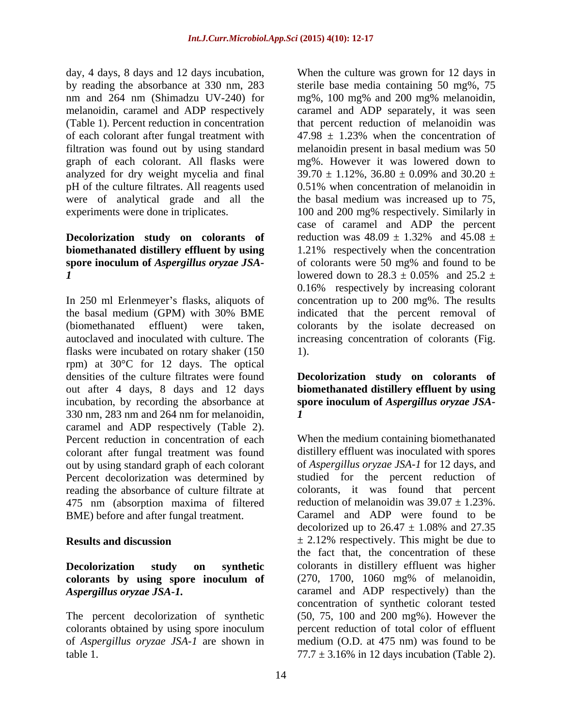day, 4 days, 8 days and 12 days incubation, by reading the absorbance at 330 nm, 283 nm and 264 nm (Shimadzu UV-240) for melanoidin, caramel and ADP respectively (Table 1). Percent reduction in concentration of each colorant after fungal treatment with filtration was found out by using standard graph of each colorant. All flasks were analyzed for dry weight mycelia and final pH of the culture filtrates. All reagents used were of analytical grade and all the experiments were done in triplicates.

**Decolorization study on colorants of biomethanated distillery effluent by using spore inoculum of *Aspergillus oryzae JSA-1***

In 250 ml Erlenmeyer's flasks, aliquots of the basal medium (GPM) with 30% BME (biomethanated effluent) were taken, autoclaved and inoculated with culture. The flasks were incubated on rotary shaker (150 rpm) at 30°C for 12 days. The optical densities of the culture filtrates were found out after 4 days, 8 days and 12 days incubation, by recording the absorbance at 330 nm, 283 nm and 264 nm for melanoidin, caramel and ADP respectively (Table 2). Percent reduction in concentration of each colorant after fungal treatment was found out by using standard graph of each colorant Percent decolorization was determined by reading the absorbance of culture filtrate at 475 nm (absorption maxima of filtered BME) before and after fungal treatment.

## Results and discussion

**Decolorization study on synthetic colorants by using spore inoculum of *Aspergillus oryzae JSA-1.***

The percent decolorization of synthetic colorants obtained by using spore inoculum of *Aspergillus oryzae JSA-1* are shown in table 1.

When the culture was grown for 12 days in sterile base media containing 50 mg%, 75 mg%, 100 mg% and 200 mg% melanoidin, caramel and ADP separately, it was seen that percent reduction of melanoidin was 47.98 ± 1.23% when the concentration of melanoidin present in basal medium was 50 mg%. However it was lowered down to 39.70 ± 1.12%, 36.80 ± 0.09% and 30.20 ± 0.51% when concentration of melanoidin in the basal medium was increased up to 75, 100 and 200 mg% respectively. Similarly in case of caramel and ADP the percent reduction was 48.09 ± 1.32% and 45.08 ± 1.21% respectively when the concentration of colorants were 50 mg% and found to be lowered down to 28.3 ± 0.05% and 25.2 ± 0.16% respectively by increasing colorant concentration up to 200 mg%. The results indicated that the percent removal of colorants by the isolate decreased on increasing concentration of colorants (Fig. 1).

**Decolorization study on colorants of biomethanated distillery effluent by using spore inoculum of *Aspergillus oryzae JSA-1***

When the medium containing biomethanated distillery effluent was inoculated with spores of *Aspergillus oryzae JSA-1* for 12 days, and studied for the percent reduction of colorants, it was found that percent reduction of melanoidin was 39.07 ± 1.23%. Caramel and ADP were found to be decolorized up to 26.47 ± 1.08% and 27.35 ± 2.12% respectively. This might be due to the fact that, the concentration of these colorants in distillery effluent was higher (270, 1700, 1060 mg% of melanoidin, caramel and ADP respectively) than the concentration of synthetic colorant tested (50, 75, 100 and 200 mg%). However the percent reduction of total color of effluent medium (O.D. at 475 nm) was found to be 77.7 ± 3.16% in 12 days incubation (Table 2).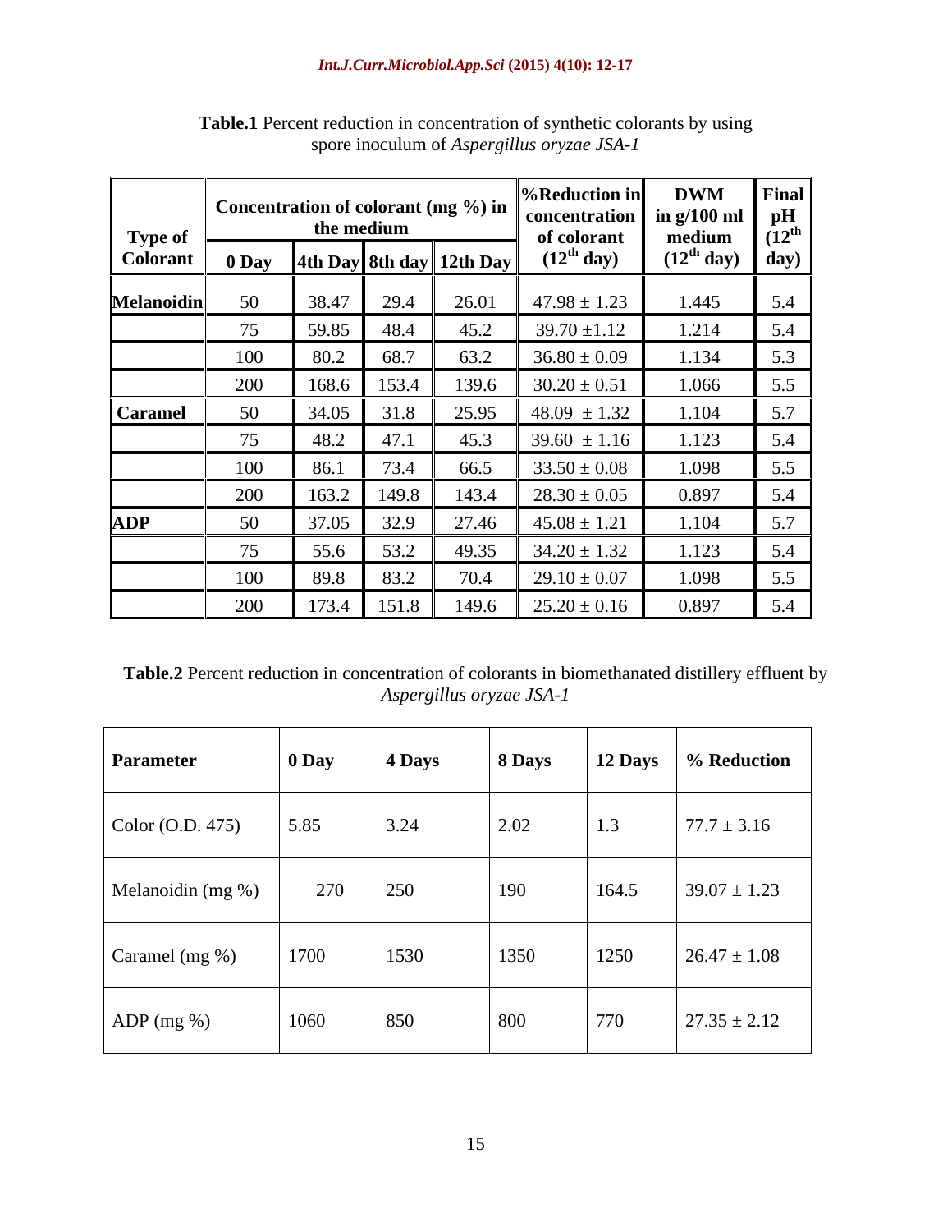**Table.1** Percent reduction in concentration of synthetic colorants by using spore inoculum of *Aspergillus oryzae JSA-1*

| Type of Colorant | Concentration of colorant (mg %) in the medium | | | | %Reduction in concentration of colorant ($12^{th}$ day) | DWM in g/100 ml medium ($12^{th}$ day) | Final pH ($12^{th}$ day) |
|---|---|---|---|---|---|---|---|
| | 0 Day | 4th Day | 8th day | 12th Day | | | |
| **Melanoidin** | 50 | 38.47 | 29.4 | 26.01 | 47.98 ± 1.23 | 1.445 | 5.4 |
| | 75 | 59.85 | 48.4 | 45.2 | 39.70 ±1.12 | 1.214 | 5.4 |
| | 100 | 80.2 | 68.7 | 63.2 | 36.80 ± 0.09 | 1.134 | 5.3 |
| | 200 | 168.6 | 153.4 | 139.6 | 30.20 ± 0.51 | 1.066 | 5.5 |
| **Caramel** | 50 | 34.05 | 31.8 | 25.95 | 48.09 ± 1.32 | 1.104 | 5.7 |
| | 75 | 48.2 | 47.1 | 45.3 | 39.60 ± 1.16 | 1.123 | 5.4 |
| | 100 | 86.1 | 73.4 | 66.5 | 33.50 ± 0.08 | 1.098 | 5.5 |
| | 200 | 163.2 | 149.8 | 143.4 | 28.30 ± 0.05 | 0.897 | 5.4 |
| **ADP** | 50 | 37.05 | 32.9 | 27.46 | 45.08 ± 1.21 | 1.104 | 5.7 |
| | 75 | 55.6 | 53.2 | 49.35 | 34.20 ± 1.32 | 1.123 | 5.4 |
| | 100 | 89.8 | 83.2 | 70.4 | 29.10 ± 0.07 | 1.098 | 5.5 |
| | 200 | 173.4 | 151.8 | 149.6 | 25.20 ± 0.16 | 0.897 | 5.4 |

**Table.2** Percent reduction in concentration of colorants in biomethanated distillery effluent by *Aspergillus oryzae JSA-1*

| Parameter | 0 Day | 4 Days | 8 Days | 12 Days | % Reduction |
|---|---|---|---|---|---|
| Color (O.D. 475) | 5.85 | 3.24 | 2.02 | 1.3 | 77.7 ± 3.16 |
| Melanoidin (mg %) | 270 | 250 | 190 | 164.5 | 39.07 ± 1.23 |
| Caramel (mg %) | 1700 | 1530 | 1350 | 1250 | 26.47 ± 1.08 |
| ADP (mg %) | 1060 | 850 | 800 | 770 | 27.35 ± 2.12 |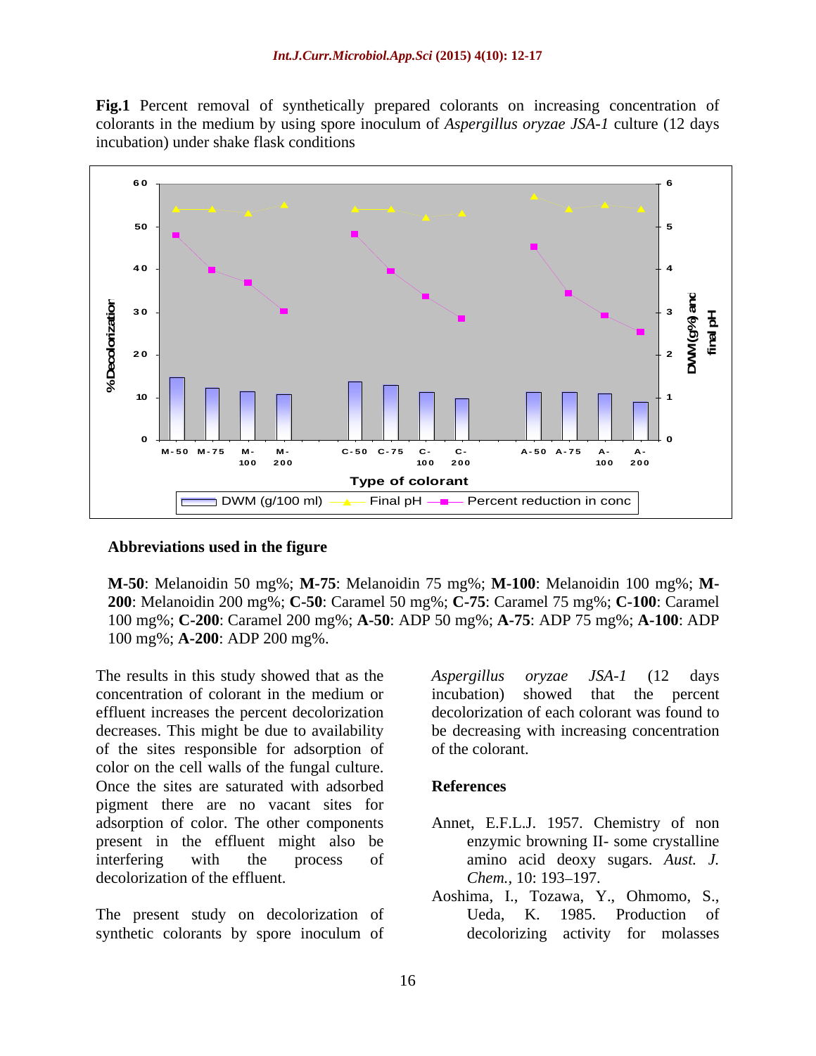**Fig.1** Percent removal of synthetically prepared colorants on increasing concentration of colorants in the medium by using spore inoculum of *Aspergillus oryzae JSA-1* culture (12 days incubation) under shake flask conditions

### Abbreviations used in the figure

**M-50**: Melanoidin 50 mg%; **M-75**: Melanoidin 75 mg%; **M-100**: Melanoidin 100 mg%; **M-200**: Melanoidin 200 mg%; **C-50**: Caramel 50 mg%; **C-75**: Caramel 75 mg%; **C-100**: Caramel 100 mg%; **C-200**: Caramel 200 mg%; **A-50**: ADP 50 mg%; **A-75**: ADP 75 mg%; **A-100**: ADP 100 mg%; **A-200**: ADP 200 mg%.

The results in this study showed that as the concentration of colorant in the medium or effluent increases the percent decolorization decreases. This might be due to availability of the sites responsible for adsorption of color on the cell walls of the fungal culture. Once the sites are saturated with adsorbed pigment there are no vacant sites for adsorption of color. The other components present in the effluent might also be interfering with the process of decolorization of the effluent.

The present study on decolorization of synthetic colorants by spore inoculum of *Aspergillus oryzae JSA-1* (12 days incubation) showed that the percent decolorization of each colorant was found to be decreasing with increasing concentration of the colorant.

## References

Annet, E.F.L.J. 1957. Chemistry of non enzymic browning II- some crystalline amino acid deoxy sugars. *Aust. J. Chem.,* 10: 193–197.

Aoshima, I., Tozawa, Y., Ohmomo, S., Ueda, K. 1985. Production of decolorizing activity for molasses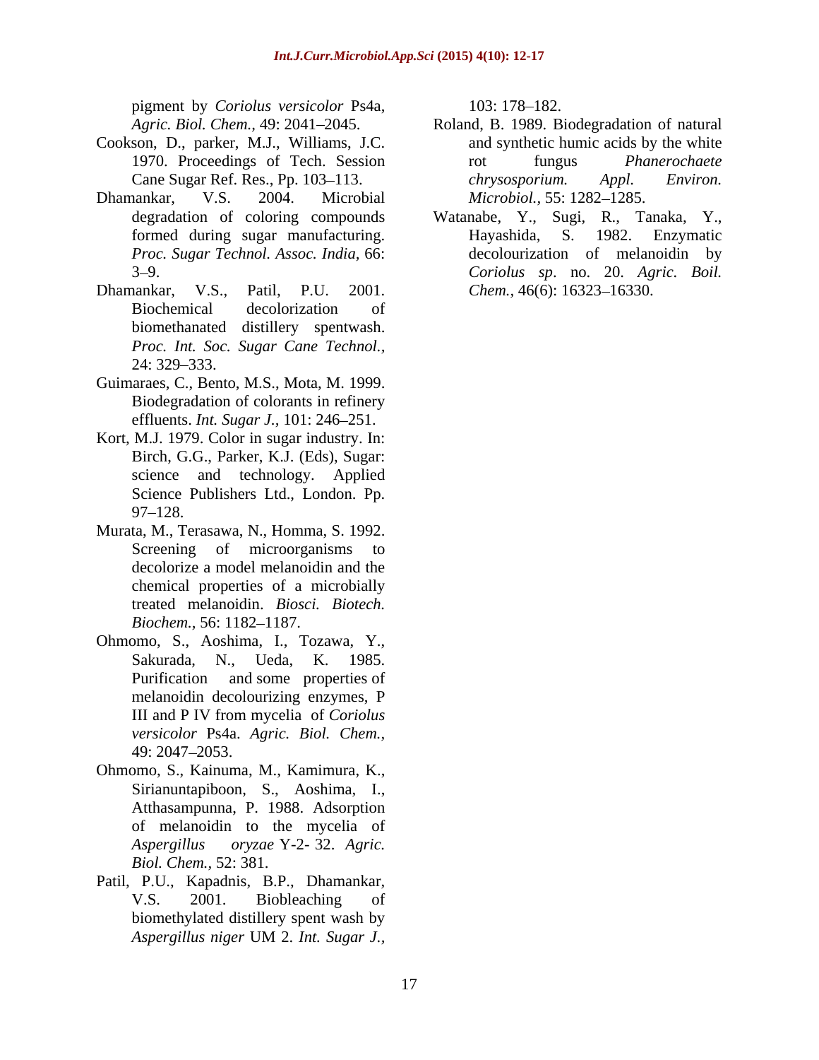pigment by *Coriolus versicolor* Ps4a, *Agric. Biol. Chem.*, 49: 2041–2045.

Cookson, D., parker, M.J., Williams, J.C. 1970. Proceedings of Tech. Session Cane Sugar Ref. Res., Pp. 103–113.

Dhamankar, V.S. 2004. Microbial degradation of coloring compounds formed during sugar manufacturing. *Proc. Sugar Technol. Assoc. India*, 66: 3–9.

Dhamankar, V.S., Patil, P.U. 2001. Biochemical decolorization of biomethanated distillery spentwash. *Proc. Int. Soc. Sugar Cane Technol.*, 24: 329–333.

Guimaraes, C., Bento, M.S., Mota, M. 1999. Biodegradation of colorants in refinery effluents. *Int. Sugar J.*, 101: 246–251.

Kort, M.J. 1979. Color in sugar industry. In: Birch, G.G., Parker, K.J. (Eds), Sugar: science and technology. Applied Science Publishers Ltd., London. Pp. 97–128.

Murata, M., Terasawa, N., Homma, S. 1992. Screening of microorganisms to decolorize a model melanoidin and the chemical properties of a microbially treated melanoidin. *Biosci. Biotech. Biochem.*, 56: 1182–1187.

Ohmomo, S., Aoshima, I., Tozawa, Y., Sakurada, N., Ueda, K. 1985. Purification and some properties of melanoidin decolourizing enzymes, P III and P IV from mycelia of *Coriolus versicolor* Ps4a. *Agric. Biol. Chem.*, 49: 2047–2053.

Ohmomo, S., Kainuma, M., Kamimura, K., Sirianuntapiboon, S., Aoshima, I., Atthasampunna, P. 1988. Adsorption of melanoidin to the mycelia of *Aspergillus oryzae* Y-2- 32. *Agric. Biol. Chem.*, 52: 381.

Patil, P.U., Kapadnis, B.P., Dhamankar, V.S. 2001. Biobleaching of biomethylated distillery spent wash by *Aspergillus niger* UM 2. *Int. Sugar J.*, 103: 178–182.

Roland, B. 1989. Biodegradation of natural and synthetic humic acids by the white rot fungus *Phanerochaete chrysosporium. Appl. Environ. Microbiol.*, 55: 1282–1285.

Watanabe, Y., Sugi, R., Tanaka, Y., Hayashida, S. 1982. Enzymatic decolourization of melanoidin by *Coriolus sp*. no. 20. *Agric. Boil. Chem.*, 46(6): 16323–16330.